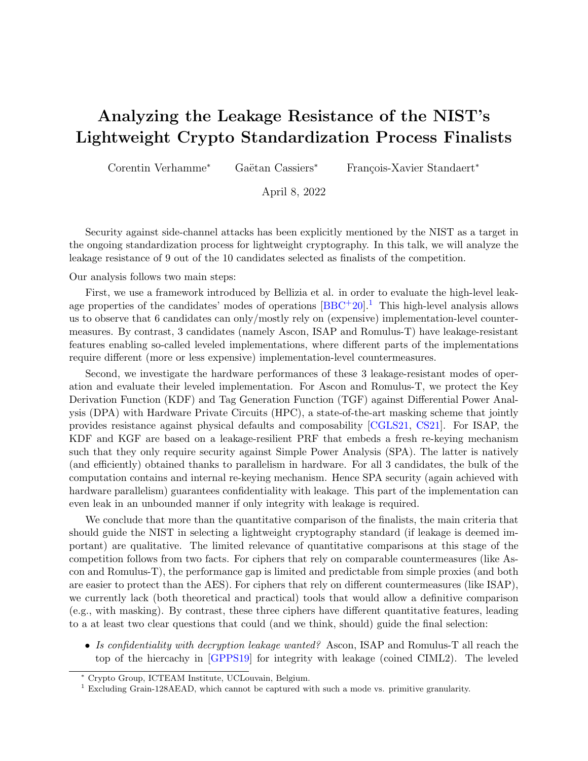# Analyzing the Leakage Resistance of the NIST's Lightweight Crypto Standardization Process Finalists

Corentin Verhamme* Gaëtan Cassiers* François-Xavier Standaert*

April 8, 2022

Security against side-channel attacks has been explicitly mentioned by the NIST as a target in the ongoing standardization process for lightweight cryptography. In this talk, we will analyze the leakage resistance of 9 out of the 10 candidates selected as finalists of the competition.

Our analysis follows two main steps:

First, we use a framework introduced by Bellizia et al. in order to evaluate the high-level leakage properties of the candidates' modes of operations [BBC+20].[1] This high-level analysis allows us to observe that 6 candidates can only/mostly rely on (expensive) implementation-level countermeasures. By contrast, 3 candidates (namely Ascon, ISAP and Romulus-T) have leakage-resistant features enabling so-called leveled implementations, where different parts of the implementations require different (more or less expensive) implementation-level countermeasures.

Second, we investigate the hardware performances of these 3 leakage-resistant modes of operation and evaluate their leveled implementation. For Ascon and Romulus-T, we protect the Key Derivation Function (KDF) and Tag Generation Function (TGF) against Differential Power Analysis (DPA) with Hardware Private Circuits (HPC), a state-of-the-art masking scheme that jointly provides resistance against physical defaults and composability [CGLS21, CS21]. For ISAP, the KDF and KGF are based on a leakage-resilient PRF that embeds a fresh re-keying mechanism such that they only require security against Simple Power Analysis (SPA). The latter is natively (and efficiently) obtained thanks to parallelism in hardware. For all 3 candidates, the bulk of the computation contains and internal re-keying mechanism. Hence SPA security (again achieved with hardware parallelism) guarantees confidentiality with leakage. This part of the implementation can even leak in an unbounded manner if only integrity with leakage is required.

We conclude that more than the quantitative comparison of the finalists, the main criteria that should guide the NIST in selecting a lightweight cryptography standard (if leakage is deemed important) are qualitative. The limited relevance of quantitative comparisons at this stage of the competition follows from two facts. For ciphers that rely on comparable countermeasures (like Ascon and Romulus-T), the performance gap is limited and predictable from simple proxies (and both are easier to protect than the AES). For ciphers that rely on different countermeasures (like ISAP), we currently lack (both theoretical and practical) tools that would allow a definitive comparison (e.g., with masking). By contrast, these three ciphers have different quantitative features, leading to a at least two clear questions that could (and we think, should) guide the final selection:

- *Is confidentiality with decryption leakage wanted?* Ascon, ISAP and Romulus-T all reach the top of the hiercachy in [GPPS19] for integrity with leakage (coined CIML2). The leveled

---

* Crypto Group, ICTEAM Institute, UCLouvain, Belgium.

[1] Excluding Grain-128AEAD, which cannot be captured with such a mode vs. primitive granularity.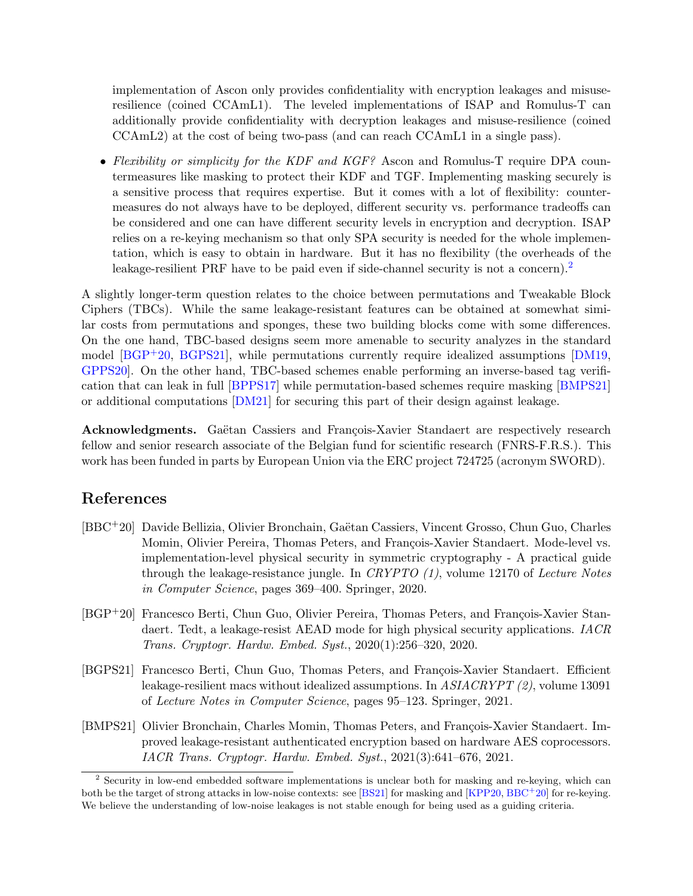implementation of Ascon only provides confidentiality with encryption leakages and misuse-resilience (coined CCAmL1). The leveled implementations of ISAP and Romulus-T can additionally provide confidentiality with decryption leakages and misuse-resilience (coined CCAmL2) at the cost of being two-pass (and can reach CCAmL1 in a single pass).

- *Flexibility or simplicity for the KDF and KGF?* Ascon and Romulus-T require DPA countermeasures like masking to protect their KDF and TGF. Implementing masking securely is a sensitive process that requires expertise. But it comes with a lot of flexibility: countermeasures do not always have to be deployed, different security vs. performance tradeoffs can be considered and one can have different security levels in encryption and decryption. ISAP relies on a re-keying mechanism so that only SPA security is needed for the whole implementation, which is easy to obtain in hardware. But it has no flexibility (the overheads of the leakage-resilient PRF have to be paid even if side-channel security is not a concern).[2]

A slightly longer-term question relates to the choice between permutations and Tweakable Block Ciphers (TBCs). While the same leakage-resistant features can be obtained at somewhat similar costs from permutations and sponges, these two building blocks come with some differences. On the one hand, TBC-based designs seem more amenable to security analyzes in the standard model [BGP+20, BGPS21], while permutations currently require idealized assumptions [DM19, GPPS20]. On the other hand, TBC-based schemes enable performing an inverse-based tag verification that can leak in full [BPPS17] while permutation-based schemes require masking [BMPS21] or additional computations [DM21] for securing this part of their design against leakage.

**Acknowledgments.** Gaëtan Cassiers and François-Xavier Standaert are respectively research fellow and senior research associate of the Belgian fund for scientific research (FNRS-F.R.S.). This work has been funded in parts by European Union via the ERC project 724725 (acronym SWORD).

## References

[BBC+20] Davide Bellizia, Olivier Bronchain, Gaëtan Cassiers, Vincent Grosso, Chun Guo, Charles Momin, Olivier Pereira, Thomas Peters, and François-Xavier Standaert. Mode-level vs. implementation-level physical security in symmetric cryptography - A practical guide through the leakage-resistance jungle. In *CRYPTO (1)*, volume 12170 of *Lecture Notes in Computer Science*, pages 369–400. Springer, 2020.

[BGP+20] Francesco Berti, Chun Guo, Olivier Pereira, Thomas Peters, and François-Xavier Standaert. Tedt, a leakage-resist AEAD mode for high physical security applications. *IACR Trans. Cryptogr. Hardw. Embed. Syst.*, 2020(1):256–320, 2020.

[BGPS21] Francesco Berti, Chun Guo, Thomas Peters, and François-Xavier Standaert. Efficient leakage-resilient macs without idealized assumptions. In *ASIACRYPT (2)*, volume 13091 of *Lecture Notes in Computer Science*, pages 95–123. Springer, 2021.

[BMPS21] Olivier Bronchain, Charles Momin, Thomas Peters, and François-Xavier Standaert. Improved leakage-resistant authenticated encryption based on hardware AES coprocessors. *IACR Trans. Cryptogr. Hardw. Embed. Syst.*, 2021(3):641–676, 2021.

---

[2] Security in low-end embedded software implementations is unclear both for masking and re-keying, which can both be the target of strong attacks in low-noise contexts: see [BS21] for masking and [KPP20, BBC+20] for re-keying. We believe the understanding of low-noise leakages is not stable enough for being used as a guiding criteria.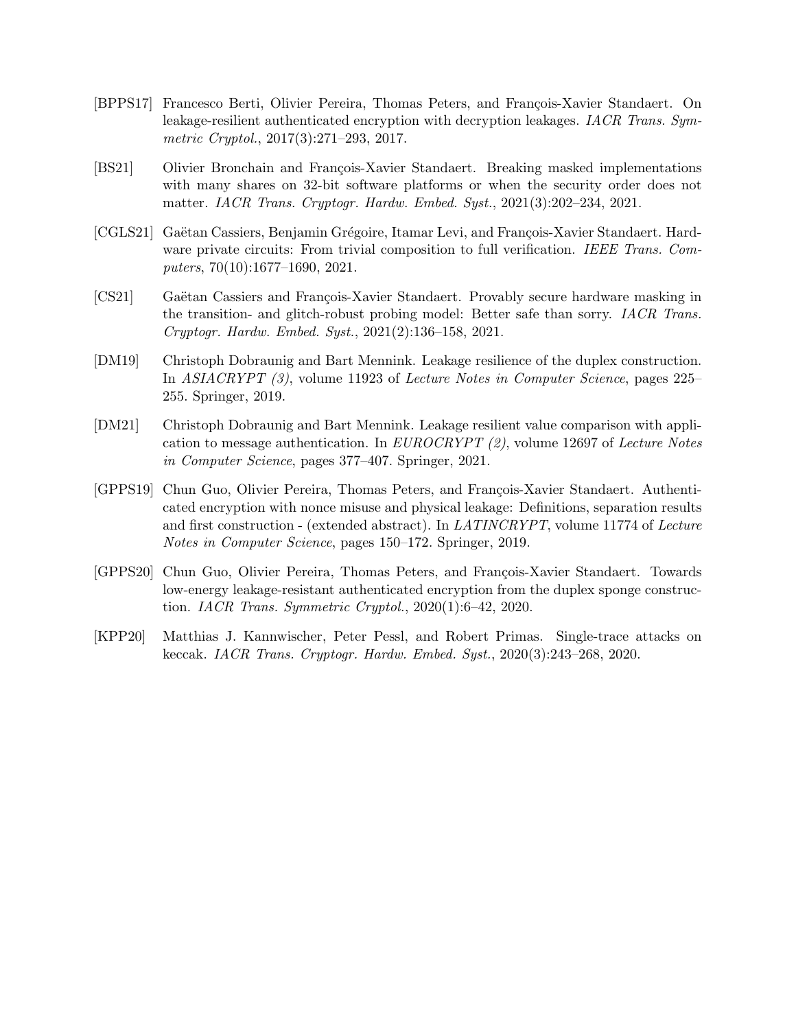[BPPS17] Francesco Berti, Olivier Pereira, Thomas Peters, and François-Xavier Standaert. On leakage-resilient authenticated encryption with decryption leakages. *IACR Trans. Symmetric Cryptol.*, 2017(3):271–293, 2017.

[BS21] Olivier Bronchain and François-Xavier Standaert. Breaking masked implementations with many shares on 32-bit software platforms or when the security order does not matter. *IACR Trans. Cryptogr. Hardw. Embed. Syst.*, 2021(3):202–234, 2021.

[CGLS21] Gaëtan Cassiers, Benjamin Grégoire, Itamar Levi, and François-Xavier Standaert. Hardware private circuits: From trivial composition to full verification. *IEEE Trans. Computers*, 70(10):1677–1690, 2021.

[CS21] Gaëtan Cassiers and François-Xavier Standaert. Provably secure hardware masking in the transition- and glitch-robust probing model: Better safe than sorry. *IACR Trans. Cryptogr. Hardw. Embed. Syst.*, 2021(2):136–158, 2021.

[DM19] Christoph Dobraunig and Bart Mennink. Leakage resilience of the duplex construction. In *ASIACRYPT (3)*, volume 11923 of *Lecture Notes in Computer Science*, pages 225–255. Springer, 2019.

[DM21] Christoph Dobraunig and Bart Mennink. Leakage resilient value comparison with application to message authentication. In *EUROCRYPT (2)*, volume 12697 of *Lecture Notes in Computer Science*, pages 377–407. Springer, 2021.

[GPPS19] Chun Guo, Olivier Pereira, Thomas Peters, and François-Xavier Standaert. Authenticated encryption with nonce misuse and physical leakage: Definitions, separation results and first construction - (extended abstract). In *LATINCRYPT*, volume 11774 of *Lecture Notes in Computer Science*, pages 150–172. Springer, 2019.

[GPPS20] Chun Guo, Olivier Pereira, Thomas Peters, and François-Xavier Standaert. Towards low-energy leakage-resistant authenticated encryption from the duplex sponge construction. *IACR Trans. Symmetric Cryptol.*, 2020(1):6–42, 2020.

[KPP20] Matthias J. Kannwischer, Peter Pessl, and Robert Primas. Single-trace attacks on keccak. *IACR Trans. Cryptogr. Hardw. Embed. Syst.*, 2020(3):243–268, 2020.